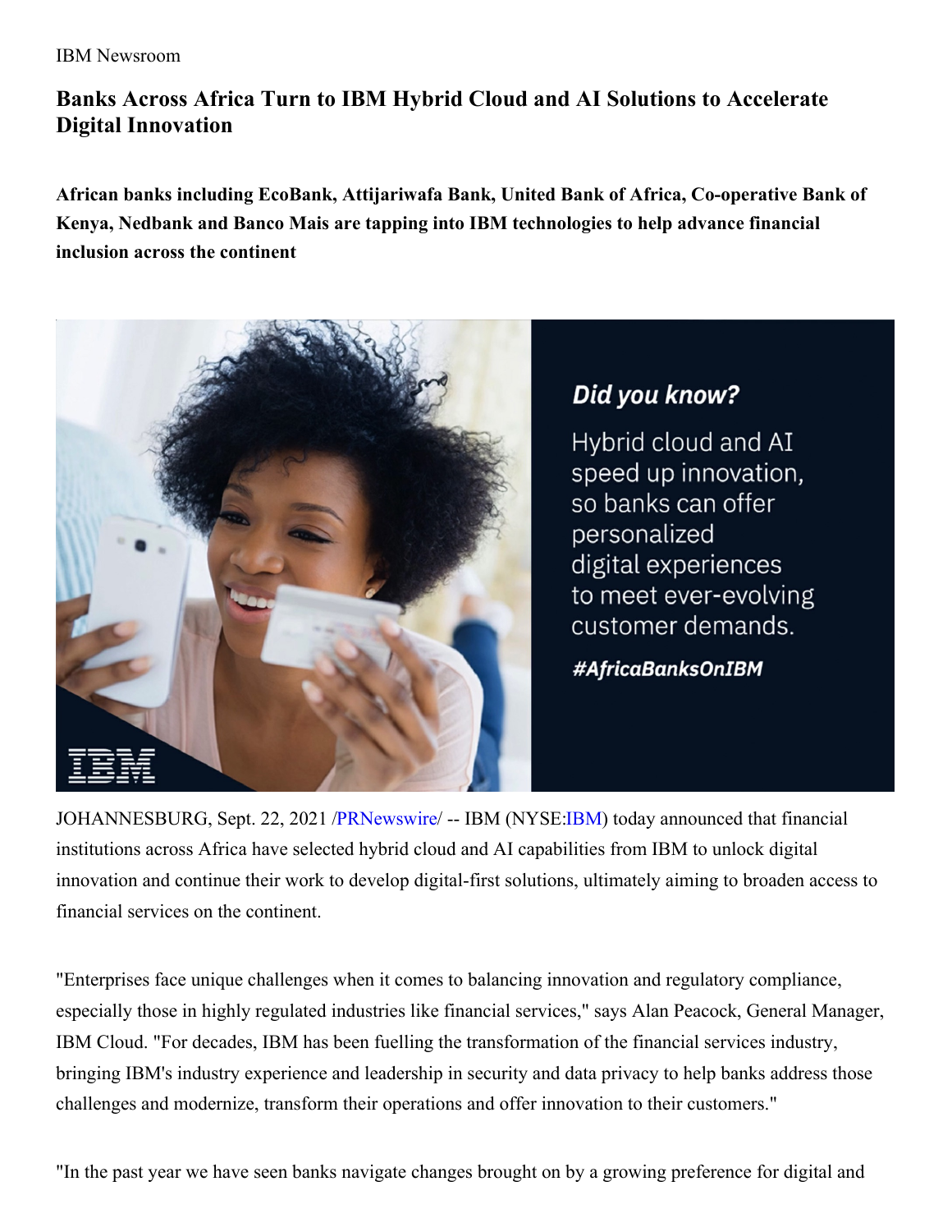IBM Newsroom

# Banks Across Africa Turn to IBM Hybrid Cloud and AI Solutions to Accelerate Digital Innovation

**African banks including EcoBank, Attijariwafa Bank, United Bank of Africa, Co-operative Bank of Kenya, Nedbank and Banco Mais are tapping into IBM technologies to help advance financial inclusion across the continent**

JOHANNESBURG, Sept. 22, 2021 /PRNewswire/ -- IBM (NYSE:IBM) today announced that financial institutions across Africa have selected hybrid cloud and AI capabilities from IBM to unlock digital innovation and continue their work to develop digital-first solutions, ultimately aiming to broaden access to financial services on the continent.

"Enterprises face unique challenges when it comes to balancing innovation and regulatory compliance, especially those in highly regulated industries like financial services," says Alan Peacock, General Manager, IBM Cloud. "For decades, IBM has been fuelling the transformation of the financial services industry, bringing IBM's industry experience and leadership in security and data privacy to help banks address those challenges and modernize, transform their operations and offer innovation to their customers."

"In the past year we have seen banks navigate changes brought on by a growing preference for digital and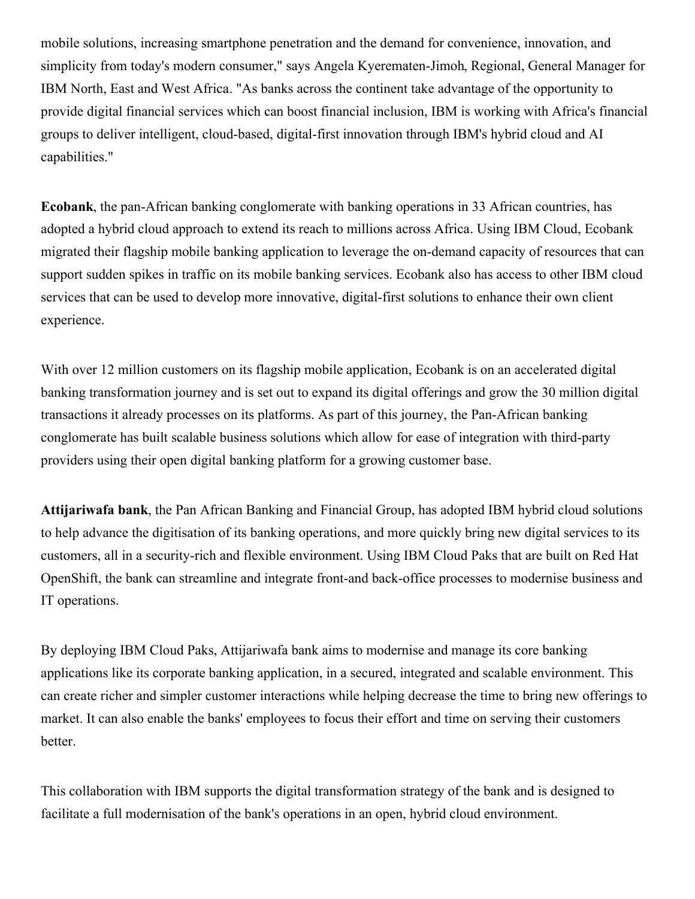mobile solutions, increasing smartphone penetration and the demand for convenience, innovation, and simplicity from today's modern consumer," says Angela Kyerematen-Jimoh, Regional, General Manager for IBM North, East and West Africa. "As banks across the continent take advantage of the opportunity to provide digital financial services which can boost financial inclusion, IBM is working with Africa's financial groups to deliver intelligent, cloud-based, digital-first innovation through IBM's hybrid cloud and AI capabilities."

**Ecobank**, the pan-African banking conglomerate with banking operations in 33 African countries, has adopted a hybrid cloud approach to extend its reach to millions across Africa. Using IBM Cloud, Ecobank migrated their flagship mobile banking application to leverage the on-demand capacity of resources that can support sudden spikes in traffic on its mobile banking services. Ecobank also has access to other IBM cloud services that can be used to develop more innovative, digital-first solutions to enhance their own client experience.

With over 12 million customers on its flagship mobile application, Ecobank is on an accelerated digital banking transformation journey and is set out to expand its digital offerings and grow the 30 million digital transactions it already processes on its platforms. As part of this journey, the Pan-African banking conglomerate has built scalable business solutions which allow for ease of integration with third-party providers using their open digital banking platform for a growing customer base.

**Attijariwafa bank**, the Pan African Banking and Financial Group, has adopted IBM hybrid cloud solutions to help advance the digitisation of its banking operations, and more quickly bring new digital services to its customers, all in a security-rich and flexible environment. Using IBM Cloud Paks that are built on Red Hat OpenShift, the bank can streamline and integrate front-and back-office processes to modernise business and IT operations.

By deploying IBM Cloud Paks, Attijariwafa bank aims to modernise and manage its core banking applications like its corporate banking application, in a secured, integrated and scalable environment. This can create richer and simpler customer interactions while helping decrease the time to bring new offerings to market. It can also enable the banks' employees to focus their effort and time on serving their customers better.

This collaboration with IBM supports the digital transformation strategy of the bank and is designed to facilitate a full modernisation of the bank's operations in an open, hybrid cloud environment.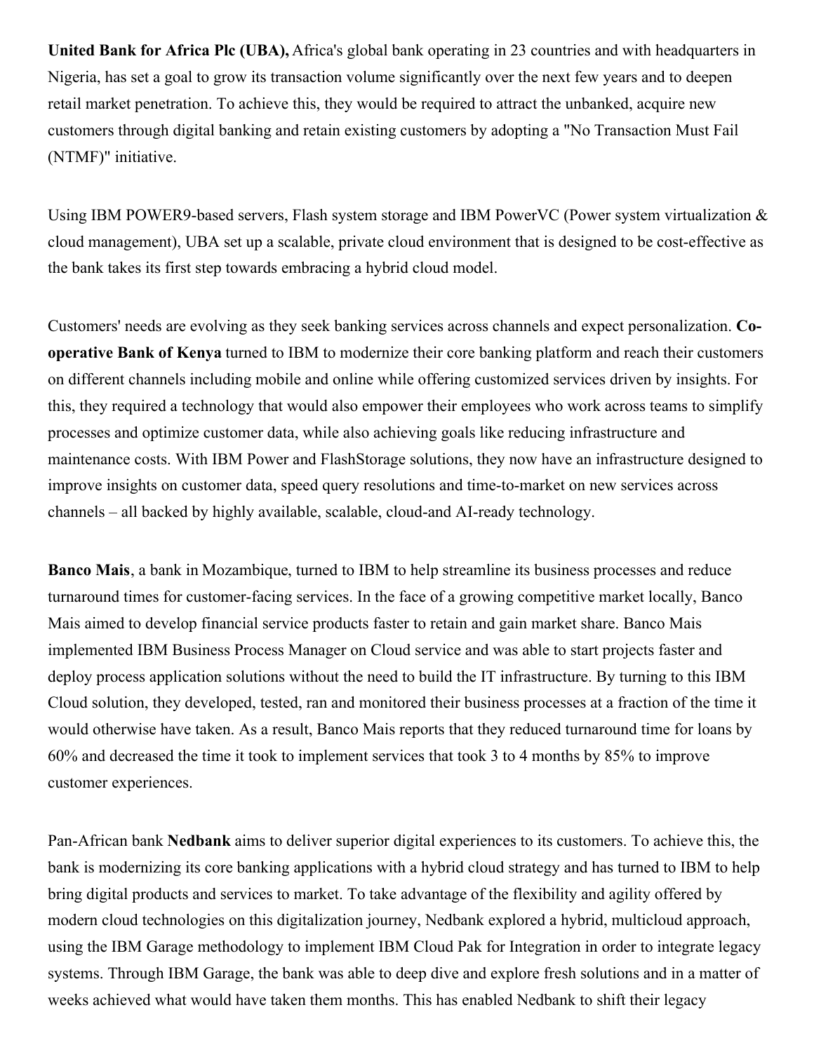**United Bank for Africa Plc (UBA),** Africa's global bank operating in 23 countries and with headquarters in Nigeria, has set a goal to grow its transaction volume significantly over the next few years and to deepen retail market penetration. To achieve this, they would be required to attract the unbanked, acquire new customers through digital banking and retain existing customers by adopting a "No Transaction Must Fail (NTMF)" initiative.

Using IBM POWER9-based servers, Flash system storage and IBM PowerVC (Power system virtualization & cloud management), UBA set up a scalable, private cloud environment that is designed to be cost-effective as the bank takes its first step towards embracing a hybrid cloud model.

Customers' needs are evolving as they seek banking services across channels and expect personalization. **Co-operative Bank of Kenya** turned to IBM to modernize their core banking platform and reach their customers on different channels including mobile and online while offering customized services driven by insights. For this, they required a technology that would also empower their employees who work across teams to simplify processes and optimize customer data, while also achieving goals like reducing infrastructure and maintenance costs. With IBM Power and FlashStorage solutions, they now have an infrastructure designed to improve insights on customer data, speed query resolutions and time-to-market on new services across channels – all backed by highly available, scalable, cloud-and AI-ready technology.

**Banco Mais**, a bank in Mozambique, turned to IBM to help streamline its business processes and reduce turnaround times for customer-facing services. In the face of a growing competitive market locally, Banco Mais aimed to develop financial service products faster to retain and gain market share. Banco Mais implemented IBM Business Process Manager on Cloud service and was able to start projects faster and deploy process application solutions without the need to build the IT infrastructure. By turning to this IBM Cloud solution, they developed, tested, ran and monitored their business processes at a fraction of the time it would otherwise have taken. As a result, Banco Mais reports that they reduced turnaround time for loans by 60% and decreased the time it took to implement services that took 3 to 4 months by 85% to improve customer experiences.

Pan-African bank **Nedbank** aims to deliver superior digital experiences to its customers. To achieve this, the bank is modernizing its core banking applications with a hybrid cloud strategy and has turned to IBM to help bring digital products and services to market. To take advantage of the flexibility and agility offered by modern cloud technologies on this digitalization journey, Nedbank explored a hybrid, multicloud approach, using the IBM Garage methodology to implement IBM Cloud Pak for Integration in order to integrate legacy systems. Through IBM Garage, the bank was able to deep dive and explore fresh solutions and in a matter of weeks achieved what would have taken them months. This has enabled Nedbank to shift their legacy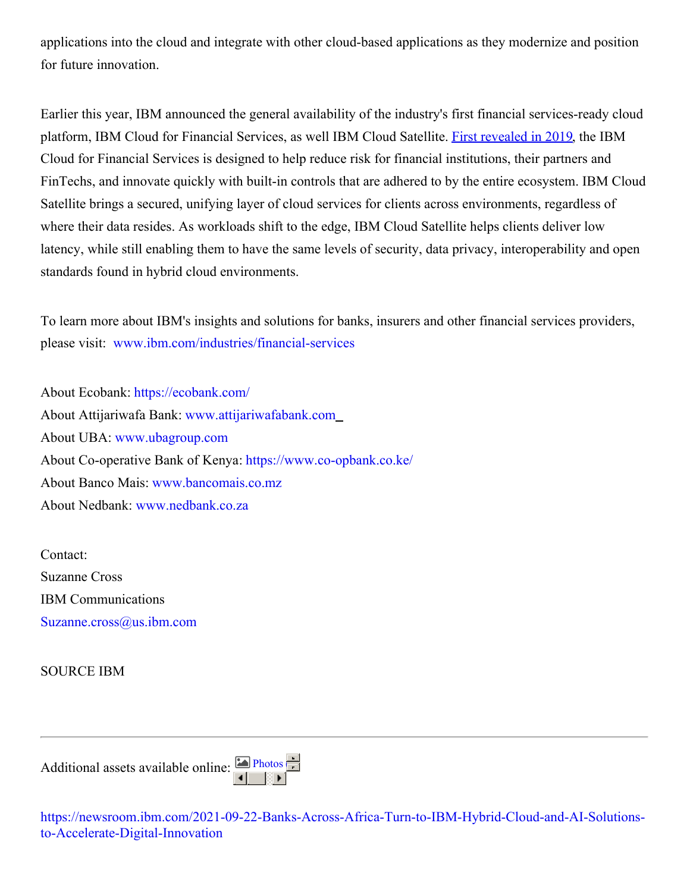applications into the cloud and integrate with other cloud-based applications as they modernize and position for future innovation.

Earlier this year, IBM announced the general availability of the industry's first financial services-ready cloud platform, IBM Cloud for Financial Services, as well IBM Cloud Satellite. First revealed in 2019, the IBM Cloud for Financial Services is designed to help reduce risk for financial institutions, their partners and FinTechs, and innovate quickly with built-in controls that are adhered to by the entire ecosystem. IBM Cloud Satellite brings a secured, unifying layer of cloud services for clients across environments, regardless of where their data resides. As workloads shift to the edge, IBM Cloud Satellite helps clients deliver low latency, while still enabling them to have the same levels of security, data privacy, interoperability and open standards found in hybrid cloud environments.

To learn more about IBM's insights and solutions for banks, insurers and other financial services providers, please visit: www.ibm.com/industries/financial-services

About Ecobank: https://ecobank.com/
About Attijariwafa Bank: www.attijariwafabank.com
About UBA: www.ubagroup.com
About Co-operative Bank of Kenya: https://www.co-opbank.co.ke/
About Banco Mais: www.bancomais.co.mz
About Nedbank: www.nedbank.co.za

Contact:
Suzanne Cross
IBM Communications
Suzanne.cross@us.ibm.com

SOURCE IBM

---

Additional assets available online: Photos

https://newsroom.ibm.com/2021-09-22-Banks-Across-Africa-Turn-to-IBM-Hybrid-Cloud-and-AI-Solutions-to-Accelerate-Digital-Innovation